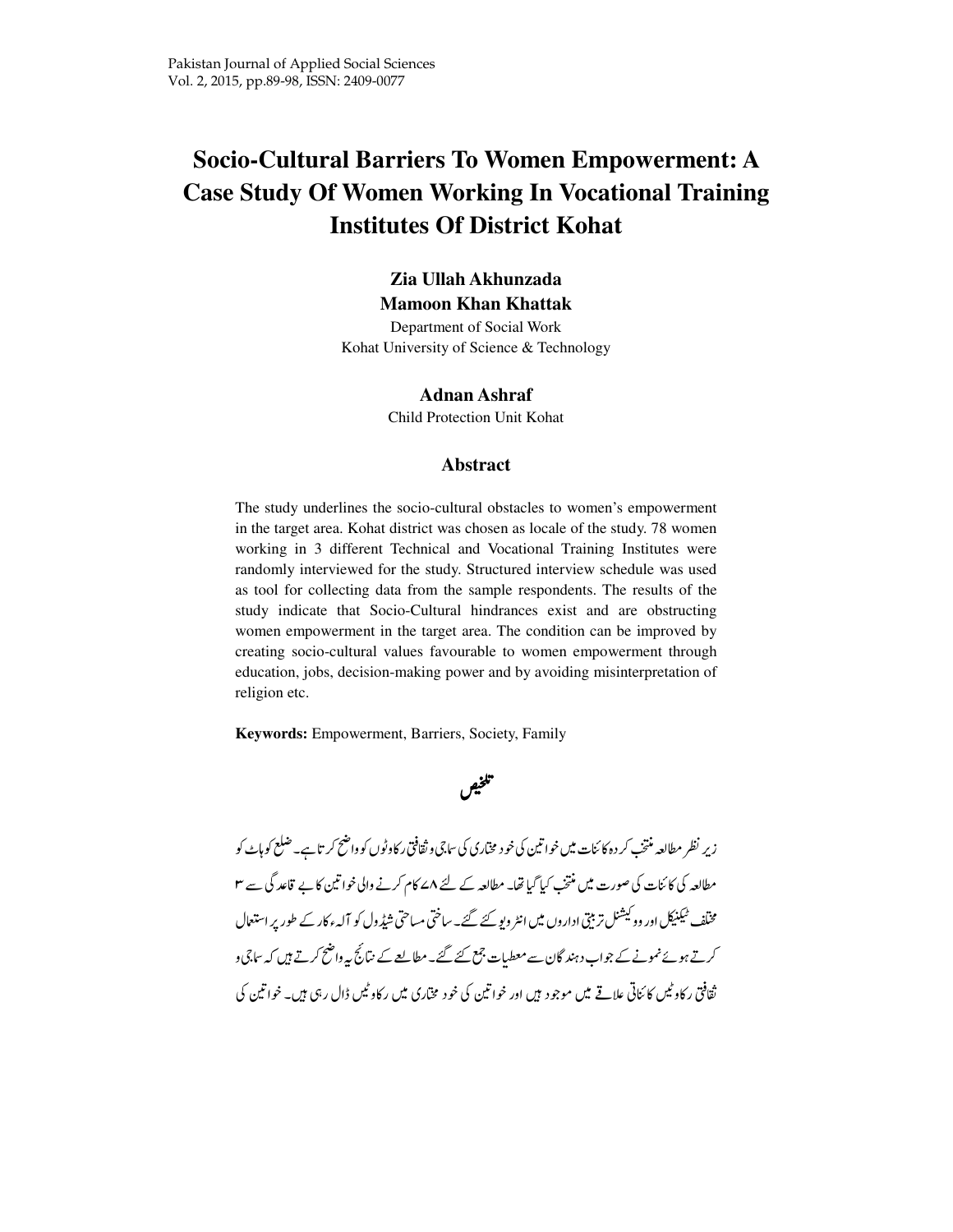# Socio-Cultural Barriers To Women Empowerment: A Case Study Of Women Working In Vocational Training Institutes Of District Kohat

**Zia Ullah Akhunzada**
**Mamoon Khan Khattak**
Department of Social Work
Kohat University of Science & Technology

**Adnan Ashraf**
Child Protection Unit Kohat

## Abstract

The study underlines the socio-cultural obstacles to women's empowerment in the target area. Kohat district was chosen as locale of the study. 78 women working in 3 different Technical and Vocational Training Institutes were randomly interviewed for the study. Structured interview schedule was used as tool for collecting data from the sample respondents. The results of the study indicate that Socio-Cultural hindrances exist and are obstructing women empowerment in the target area. The condition can be improved by creating socio-cultural values favourable to women empowerment through education, jobs, decision-making power and by avoiding misinterpretation of religion etc.

**Keywords:** Empowerment, Barriers, Society, Family

## تلخیص

زیر نظر مطالعہ منتخب کردہ کائنات میں خواتین کی خود مختاری کی سماجی و ثقافتی رکاوٹوں کو واضح کرتا ہے۔ ضلع کوہاٹ کو مطالعہ کی کائنات کی صورت میں منتخب کیا گیا تھا۔ مطالعہ کے لئے ۷۸ کام کرنے والی خواتین کا بے قاعدگی سے ۳ مختلف ٹیکنیکل اور ووکیشنل تربیتی اداروں میں انٹرویو کئے گئے۔ ساختی مساحتی شیڈول کو آلہ ءکار کے طور پر استعمال کرتے ہوئے نمونے کے جواب دہندگان سے معطیات جمع کئے گئے۔ مطالعے کے نتائج یہ واضح کرتے ہیں کہ سماجی و ثقافتی رکاوٹیں کائناتی علاقے میں موجود ہیں اور خواتین کی خود مختاری میں رکاوٹیں ڈال رہی ہیں۔ خواتین کی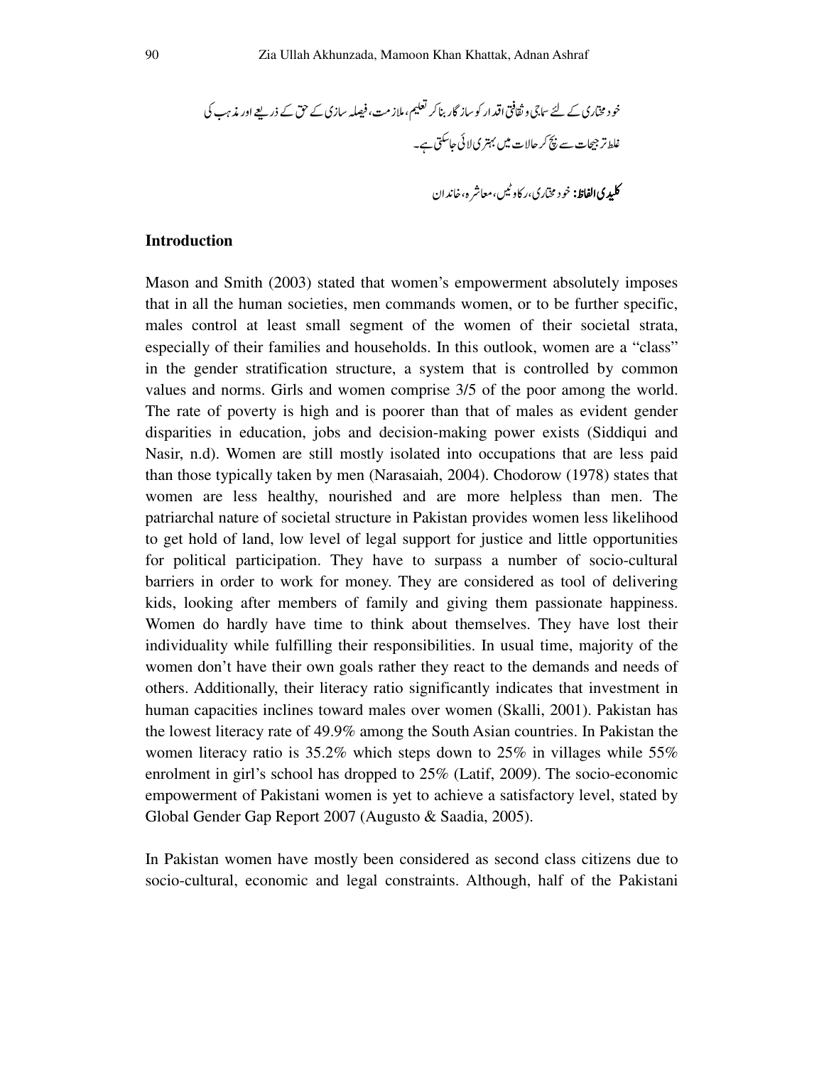خود مختاری کے لئے سماجی و ثقافتی اقدار کو سازگار بنا کر تعلیم، ملازمت، فیصلہ سازی کے حق کے ذریعے اور مذہب کی غلط ترجیحات سے بچ کر حالات میں بہتری لائی جاسکتی ہے۔

**کلیدی الفاظ:** خود مختاری، رکاوٹیں، معاشرہ، خاندان

## Introduction

Mason and Smith (2003) stated that women's empowerment absolutely imposes that in all the human societies, men commands women, or to be further specific, males control at least small segment of the women of their societal strata, especially of their families and households. In this outlook, women are a "class" in the gender stratification structure, a system that is controlled by common values and norms. Girls and women comprise 3/5 of the poor among the world. The rate of poverty is high and is poorer than that of males as evident gender disparities in education, jobs and decision-making power exists (Siddiqui and Nasir, n.d). Women are still mostly isolated into occupations that are less paid than those typically taken by men (Narasaiah, 2004). Chodorow (1978) states that women are less healthy, nourished and are more helpless than men. The patriarchal nature of societal structure in Pakistan provides women less likelihood to get hold of land, low level of legal support for justice and little opportunities for political participation. They have to surpass a number of socio-cultural barriers in order to work for money. They are considered as tool of delivering kids, looking after members of family and giving them passionate happiness. Women do hardly have time to think about themselves. They have lost their individuality while fulfilling their responsibilities. In usual time, majority of the women don't have their own goals rather they react to the demands and needs of others. Additionally, their literacy ratio significantly indicates that investment in human capacities inclines toward males over women (Skalli, 2001). Pakistan has the lowest literacy rate of 49.9% among the South Asian countries. In Pakistan the women literacy ratio is 35.2% which steps down to 25% in villages while 55% enrolment in girl's school has dropped to 25% (Latif, 2009). The socio-economic empowerment of Pakistani women is yet to achieve a satisfactory level, stated by Global Gender Gap Report 2007 (Augusto & Saadia, 2005).

In Pakistan women have mostly been considered as second class citizens due to socio-cultural, economic and legal constraints. Although, half of the Pakistani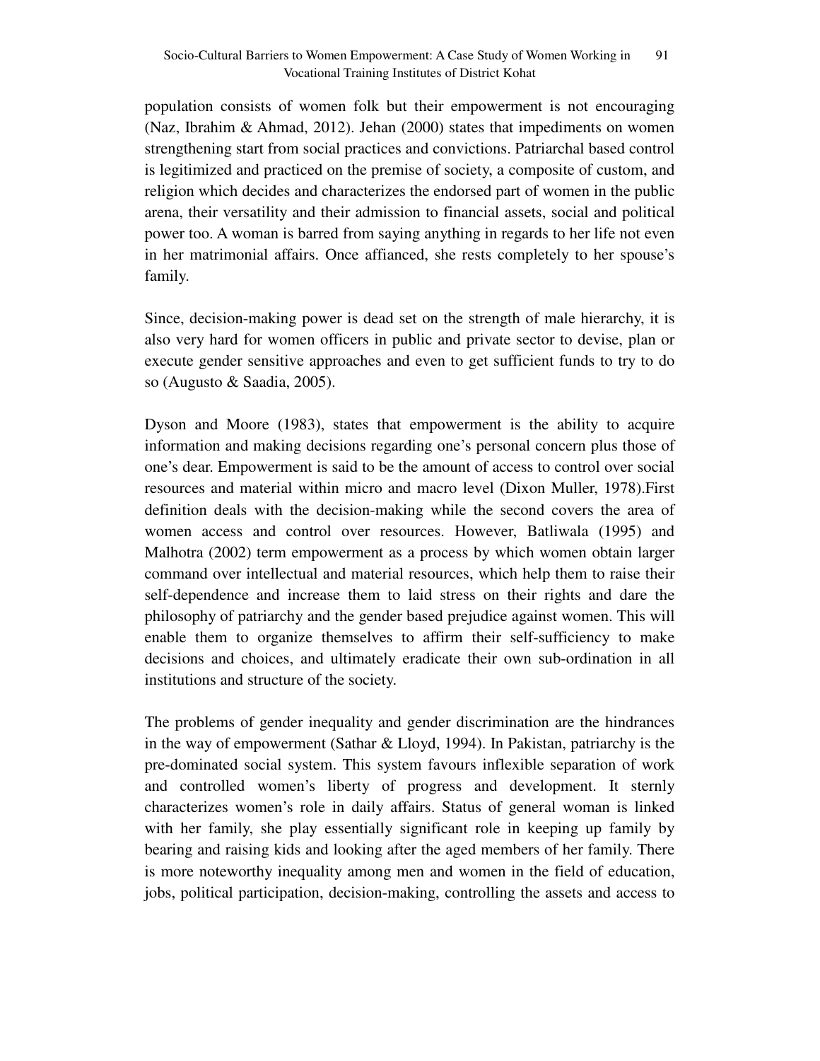population consists of women folk but their empowerment is not encouraging (Naz, Ibrahim & Ahmad, 2012). Jehan (2000) states that impediments on women strengthening start from social practices and convictions. Patriarchal based control is legitimized and practiced on the premise of society, a composite of custom, and religion which decides and characterizes the endorsed part of women in the public arena, their versatility and their admission to financial assets, social and political power too. A woman is barred from saying anything in regards to her life not even in her matrimonial affairs. Once affianced, she rests completely to her spouse's family.

Since, decision-making power is dead set on the strength of male hierarchy, it is also very hard for women officers in public and private sector to devise, plan or execute gender sensitive approaches and even to get sufficient funds to try to do so (Augusto & Saadia, 2005).

Dyson and Moore (1983), states that empowerment is the ability to acquire information and making decisions regarding one's personal concern plus those of one's dear. Empowerment is said to be the amount of access to control over social resources and material within micro and macro level (Dixon Muller, 1978).First definition deals with the decision-making while the second covers the area of women access and control over resources. However, Batliwala (1995) and Malhotra (2002) term empowerment as a process by which women obtain larger command over intellectual and material resources, which help them to raise their self-dependence and increase them to laid stress on their rights and dare the philosophy of patriarchy and the gender based prejudice against women. This will enable them to organize themselves to affirm their self-sufficiency to make decisions and choices, and ultimately eradicate their own sub-ordination in all institutions and structure of the society.

The problems of gender inequality and gender discrimination are the hindrances in the way of empowerment (Sathar & Lloyd, 1994). In Pakistan, patriarchy is the pre-dominated social system. This system favours inflexible separation of work and controlled women's liberty of progress and development. It sternly characterizes women's role in daily affairs. Status of general woman is linked with her family, she play essentially significant role in keeping up family by bearing and raising kids and looking after the aged members of her family. There is more noteworthy inequality among men and women in the field of education, jobs, political participation, decision-making, controlling the assets and access to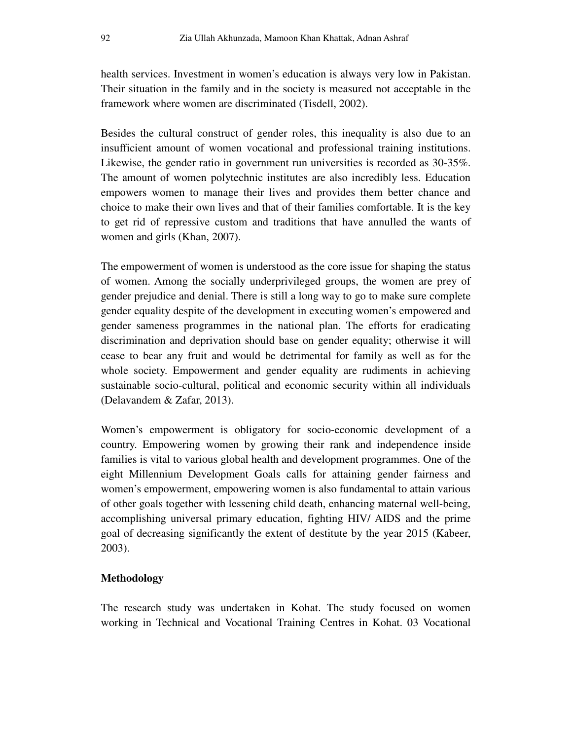health services. Investment in women's education is always very low in Pakistan. Their situation in the family and in the society is measured not acceptable in the framework where women are discriminated (Tisdell, 2002).

Besides the cultural construct of gender roles, this inequality is also due to an insufficient amount of women vocational and professional training institutions. Likewise, the gender ratio in government run universities is recorded as 30-35%. The amount of women polytechnic institutes are also incredibly less. Education empowers women to manage their lives and provides them better chance and choice to make their own lives and that of their families comfortable. It is the key to get rid of repressive custom and traditions that have annulled the wants of women and girls (Khan, 2007).

The empowerment of women is understood as the core issue for shaping the status of women. Among the socially underprivileged groups, the women are prey of gender prejudice and denial. There is still a long way to go to make sure complete gender equality despite of the development in executing women's empowered and gender sameness programmes in the national plan. The efforts for eradicating discrimination and deprivation should base on gender equality; otherwise it will cease to bear any fruit and would be detrimental for family as well as for the whole society. Empowerment and gender equality are rudiments in achieving sustainable socio-cultural, political and economic security within all individuals (Delavandem & Zafar, 2013).

Women's empowerment is obligatory for socio-economic development of a country. Empowering women by growing their rank and independence inside families is vital to various global health and development programmes. One of the eight Millennium Development Goals calls for attaining gender fairness and women's empowerment, empowering women is also fundamental to attain various of other goals together with lessening child death, enhancing maternal well-being, accomplishing universal primary education, fighting HIV/ AIDS and the prime goal of decreasing significantly the extent of destitute by the year 2015 (Kabeer, 2003).

**Methodology**

The research study was undertaken in Kohat. The study focused on women working in Technical and Vocational Training Centres in Kohat. 03 Vocational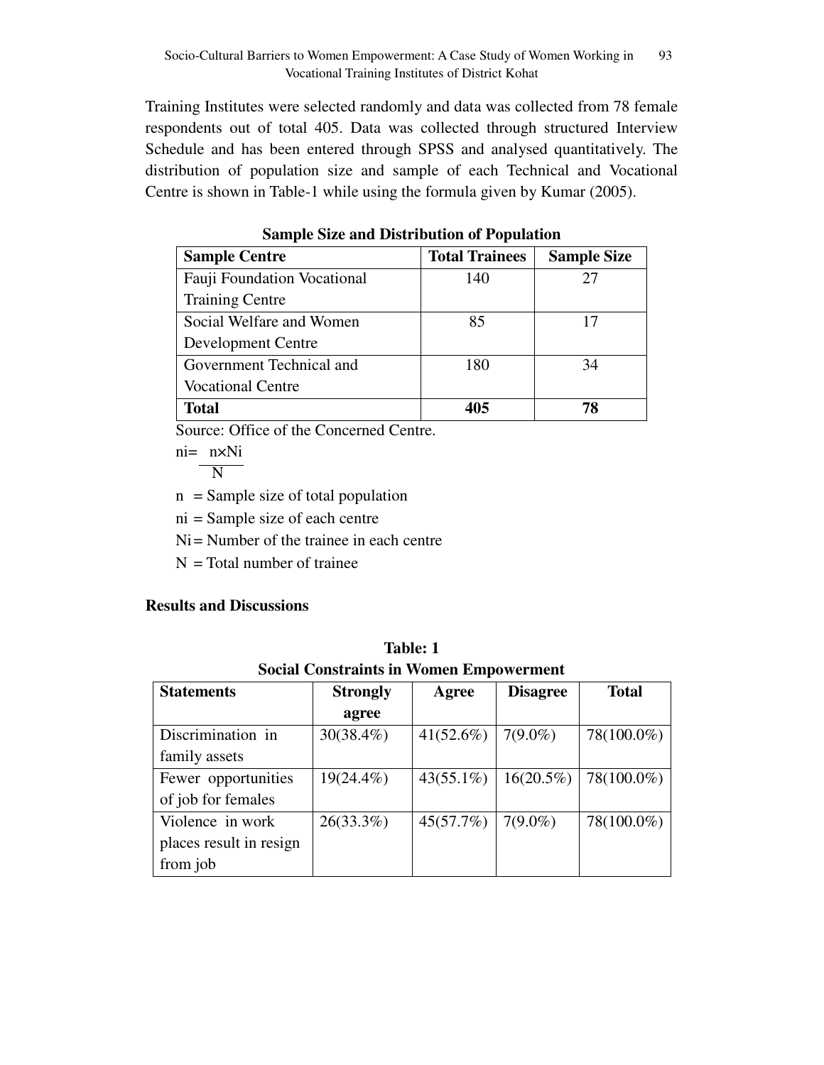Training Institutes were selected randomly and data was collected from 78 female respondents out of total 405. Data was collected through structured Interview Schedule and has been entered through SPSS and analysed quantitatively. The distribution of population size and sample of each Technical and Vocational Centre is shown in Table-1 while using the formula given by Kumar (2005).

**Sample Size and Distribution of Population**

| Sample Centre | Total Trainees | Sample Size |
|---|---|---|
| Fauji Foundation Vocational Training Centre | 140 | 27 |
| Social Welfare and Women Development Centre | 85 | 17 |
| Government Technical and Vocational Centre | 180 | 34 |
| **Total** | **405** | **78** |

Source: Office of the Concerned Centre.

$$ni = \frac{n \times Ni}{N}$$

n = Sample size of total population

ni = Sample size of each centre

Ni = Number of the trainee in each centre

N = Total number of trainee

## Results and Discussions

**Table: 1**
**Social Constraints in Women Empowerment**

| Statements | Strongly agree | Agree | Disagree | Total |
|---|---|---|---|---|
| Discrimination in family assets | 30(38.4%) | 41(52.6%) | 7(9.0%) | 78(100.0%) |
| Fewer opportunities of job for females | 19(24.4%) | 43(55.1%) | 16(20.5%) | 78(100.0%) |
| Violence in work places result in resign from job | 26(33.3%) | 45(57.7%) | 7(9.0%) | 78(100.0%) |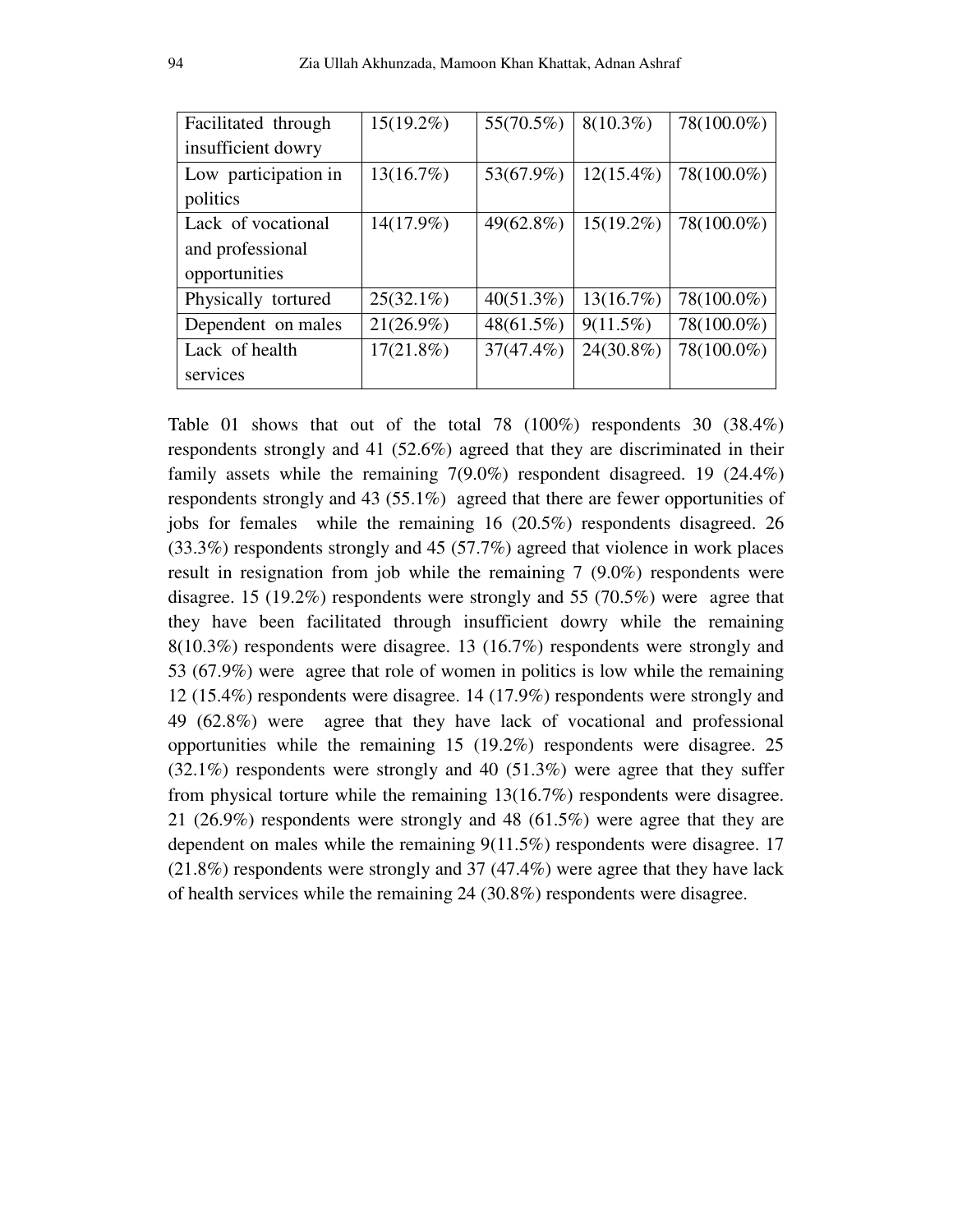| Facilitated through insufficient dowry | 15(19.2%) | 55(70.5%) | 8(10.3%) | 78(100.0%) |
|---|---|---|---|---|
| Low participation in politics | 13(16.7%) | 53(67.9%) | 12(15.4%) | 78(100.0%) |
| Lack of vocational and professional opportunities | 14(17.9%) | 49(62.8%) | 15(19.2%) | 78(100.0%) |
| Physically tortured | 25(32.1%) | 40(51.3%) | 13(16.7%) | 78(100.0%) |
| Dependent on males | 21(26.9%) | 48(61.5%) | 9(11.5%) | 78(100.0%) |
| Lack of health services | 17(21.8%) | 37(47.4%) | 24(30.8%) | 78(100.0%) |

Table 01 shows that out of the total 78 (100%) respondents 30 (38.4%) respondents strongly and 41 (52.6%) agreed that they are discriminated in their family assets while the remaining 7(9.0%) respondent disagreed. 19 (24.4%) respondents strongly and 43 (55.1%) agreed that there are fewer opportunities of jobs for females while the remaining 16 (20.5%) respondents disagreed. 26 (33.3%) respondents strongly and 45 (57.7%) agreed that violence in work places result in resignation from job while the remaining 7 (9.0%) respondents were disagree. 15 (19.2%) respondents were strongly and 55 (70.5%) were agree that they have been facilitated through insufficient dowry while the remaining 8(10.3%) respondents were disagree. 13 (16.7%) respondents were strongly and 53 (67.9%) were agree that role of women in politics is low while the remaining 12 (15.4%) respondents were disagree. 14 (17.9%) respondents were strongly and 49 (62.8%) were agree that they have lack of vocational and professional opportunities while the remaining 15 (19.2%) respondents were disagree. 25 (32.1%) respondents were strongly and 40 (51.3%) were agree that they suffer from physical torture while the remaining 13(16.7%) respondents were disagree. 21 (26.9%) respondents were strongly and 48 (61.5%) were agree that they are dependent on males while the remaining 9(11.5%) respondents were disagree. 17 (21.8%) respondents were strongly and 37 (47.4%) were agree that they have lack of health services while the remaining 24 (30.8%) respondents were disagree.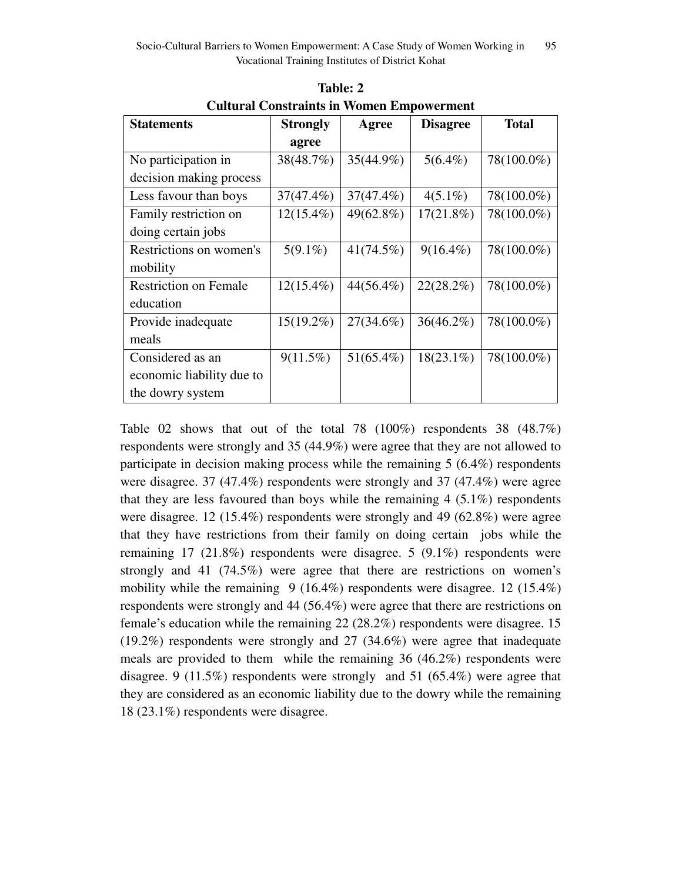**Table: 2**
**Cultural Constraints in Women Empowerment**

| Statements | Strongly agree | Agree | Disagree | Total |
|---|---|---|---|---|
| No participation in decision making process | 38(48.7%) | 35(44.9%) | 5(6.4%) | 78(100.0%) |
| Less favour than boys | 37(47.4%) | 37(47.4%) | 4(5.1%) | 78(100.0%) |
| Family restriction on doing certain jobs | 12(15.4%) | 49(62.8%) | 17(21.8%) | 78(100.0%) |
| Restrictions on women's mobility | 5(9.1%) | 41(74.5%) | 9(16.4%) | 78(100.0%) |
| Restriction on Female education | 12(15.4%) | 44(56.4%) | 22(28.2%) | 78(100.0%) |
| Provide inadequate meals | 15(19.2%) | 27(34.6%) | 36(46.2%) | 78(100.0%) |
| Considered as an economic liability due to the dowry system | 9(11.5%) | 51(65.4%) | 18(23.1%) | 78(100.0%) |

Table 02 shows that out of the total 78 (100%) respondents 38 (48.7%) respondents were strongly and 35 (44.9%) were agree that they are not allowed to participate in decision making process while the remaining 5 (6.4%) respondents were disagree. 37 (47.4%) respondents were strongly and 37 (47.4%) were agree that they are less favoured than boys while the remaining 4 (5.1%) respondents were disagree. 12 (15.4%) respondents were strongly and 49 (62.8%) were agree that they have restrictions from their family on doing certain jobs while the remaining 17 (21.8%) respondents were disagree. 5 (9.1%) respondents were strongly and 41 (74.5%) were agree that there are restrictions on women's mobility while the remaining 9 (16.4%) respondents were disagree. 12 (15.4%) respondents were strongly and 44 (56.4%) were agree that there are restrictions on female's education while the remaining 22 (28.2%) respondents were disagree. 15 (19.2%) respondents were strongly and 27 (34.6%) were agree that inadequate meals are provided to them while the remaining 36 (46.2%) respondents were disagree. 9 (11.5%) respondents were strongly and 51 (65.4%) were agree that they are considered as an economic liability due to the dowry while the remaining 18 (23.1%) respondents were disagree.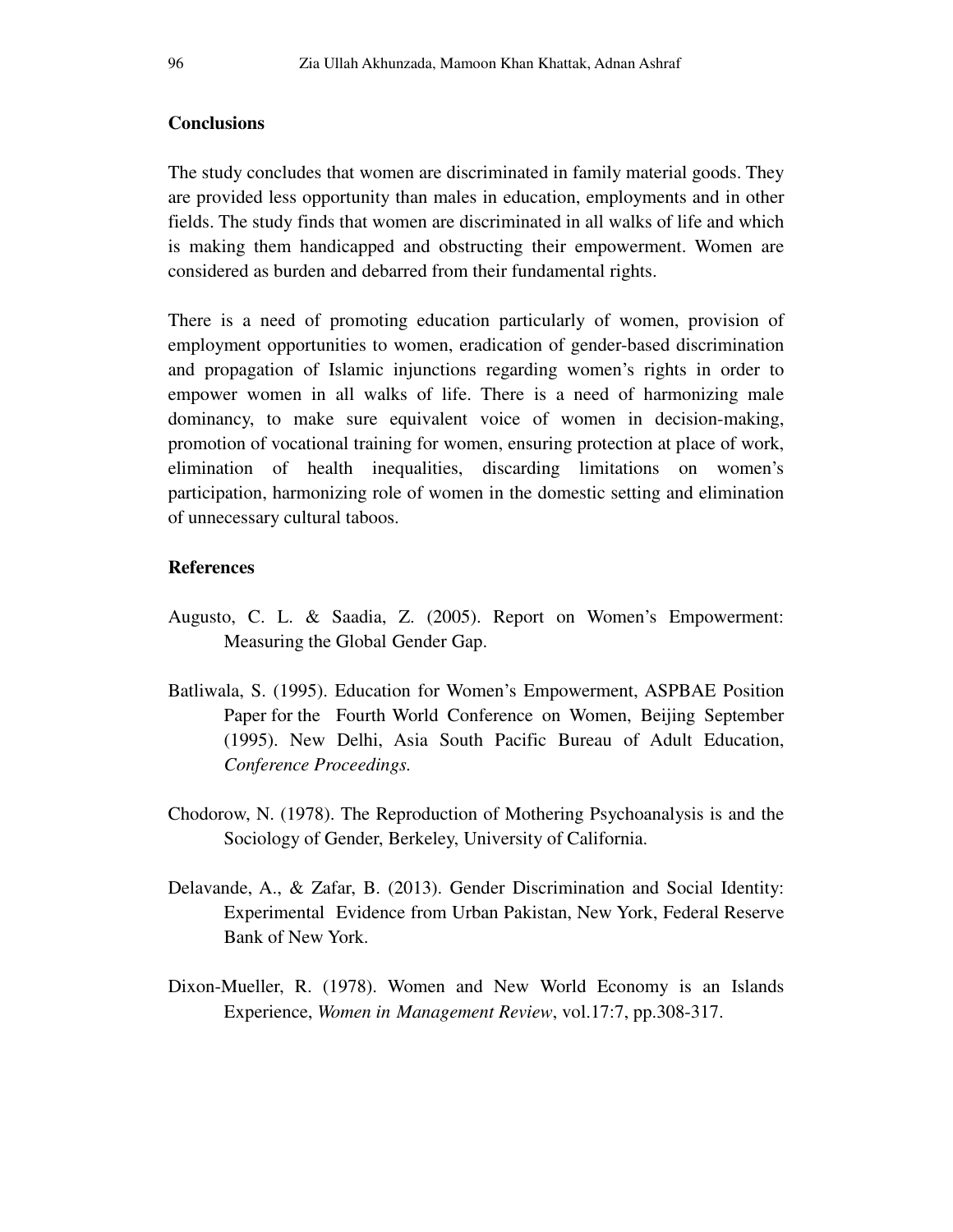## Conclusions

The study concludes that women are discriminated in family material goods. They are provided less opportunity than males in education, employments and in other fields. The study finds that women are discriminated in all walks of life and which is making them handicapped and obstructing their empowerment. Women are considered as burden and debarred from their fundamental rights.

There is a need of promoting education particularly of women, provision of employment opportunities to women, eradication of gender-based discrimination and propagation of Islamic injunctions regarding women's rights in order to empower women in all walks of life. There is a need of harmonizing male dominancy, to make sure equivalent voice of women in decision-making, promotion of vocational training for women, ensuring protection at place of work, elimination of health inequalities, discarding limitations on women's participation, harmonizing role of women in the domestic setting and elimination of unnecessary cultural taboos.

## References

Augusto, C. L. & Saadia, Z. (2005). Report on Women's Empowerment: Measuring the Global Gender Gap.

Batliwala, S. (1995). Education for Women's Empowerment, ASPBAE Position Paper for the Fourth World Conference on Women, Beijing September (1995). New Delhi, Asia South Pacific Bureau of Adult Education, *Conference Proceedings.*

Chodorow, N. (1978). The Reproduction of Mothering Psychoanalysis is and the Sociology of Gender, Berkeley, University of California.

Delavande, A., & Zafar, B. (2013). Gender Discrimination and Social Identity: Experimental Evidence from Urban Pakistan, New York, Federal Reserve Bank of New York.

Dixon-Mueller, R. (1978). Women and New World Economy is an Islands Experience, *Women in Management Review*, vol.17:7, pp.308-317.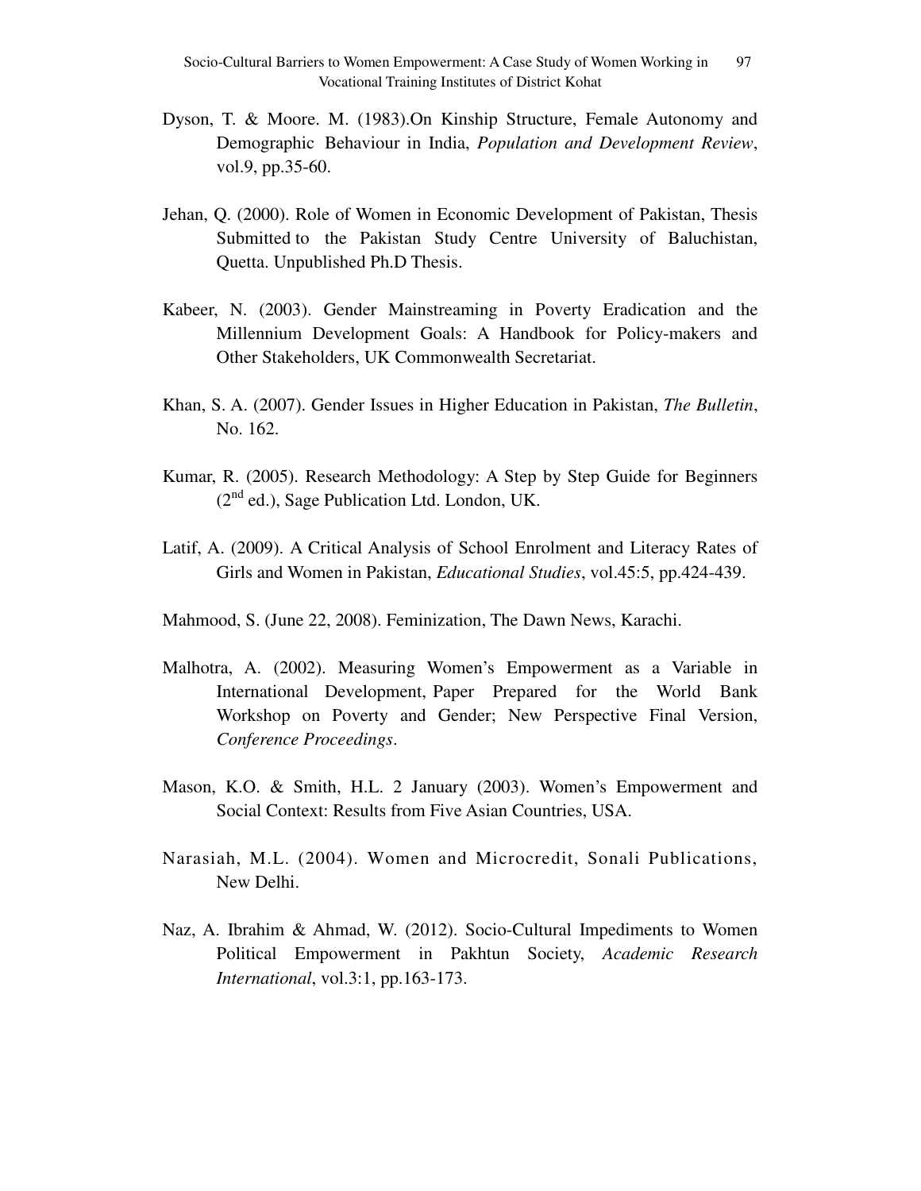Dyson, T. & Moore. M. (1983).On Kinship Structure, Female Autonomy and Demographic Behaviour in India, *Population and Development Review*, vol.9, pp.35-60.

Jehan, Q. (2000). Role of Women in Economic Development of Pakistan, Thesis Submitted to the Pakistan Study Centre University of Baluchistan, Quetta. Unpublished Ph.D Thesis.

Kabeer, N. (2003). Gender Mainstreaming in Poverty Eradication and the Millennium Development Goals: A Handbook for Policy-makers and Other Stakeholders, UK Commonwealth Secretariat.

Khan, S. A. (2007). Gender Issues in Higher Education in Pakistan, *The Bulletin*, No. 162.

Kumar, R. (2005). Research Methodology: A Step by Step Guide for Beginners (2nd ed.), Sage Publication Ltd. London, UK.

Latif, A. (2009). A Critical Analysis of School Enrolment and Literacy Rates of Girls and Women in Pakistan, *Educational Studies*, vol.45:5, pp.424-439.

Mahmood, S. (June 22, 2008). Feminization, The Dawn News, Karachi.

Malhotra, A. (2002). Measuring Women's Empowerment as a Variable in International Development, Paper Prepared for the World Bank Workshop on Poverty and Gender; New Perspective Final Version, *Conference Proceedings*.

Mason, K.O. & Smith, H.L. 2 January (2003). Women's Empowerment and Social Context: Results from Five Asian Countries, USA.

Narasiah, M.L. (2004). Women and Microcredit, Sonali Publications, New Delhi.

Naz, A. Ibrahim & Ahmad, W. (2012). Socio-Cultural Impediments to Women Political Empowerment in Pakhtun Society, *Academic Research International*, vol.3:1, pp.163-173.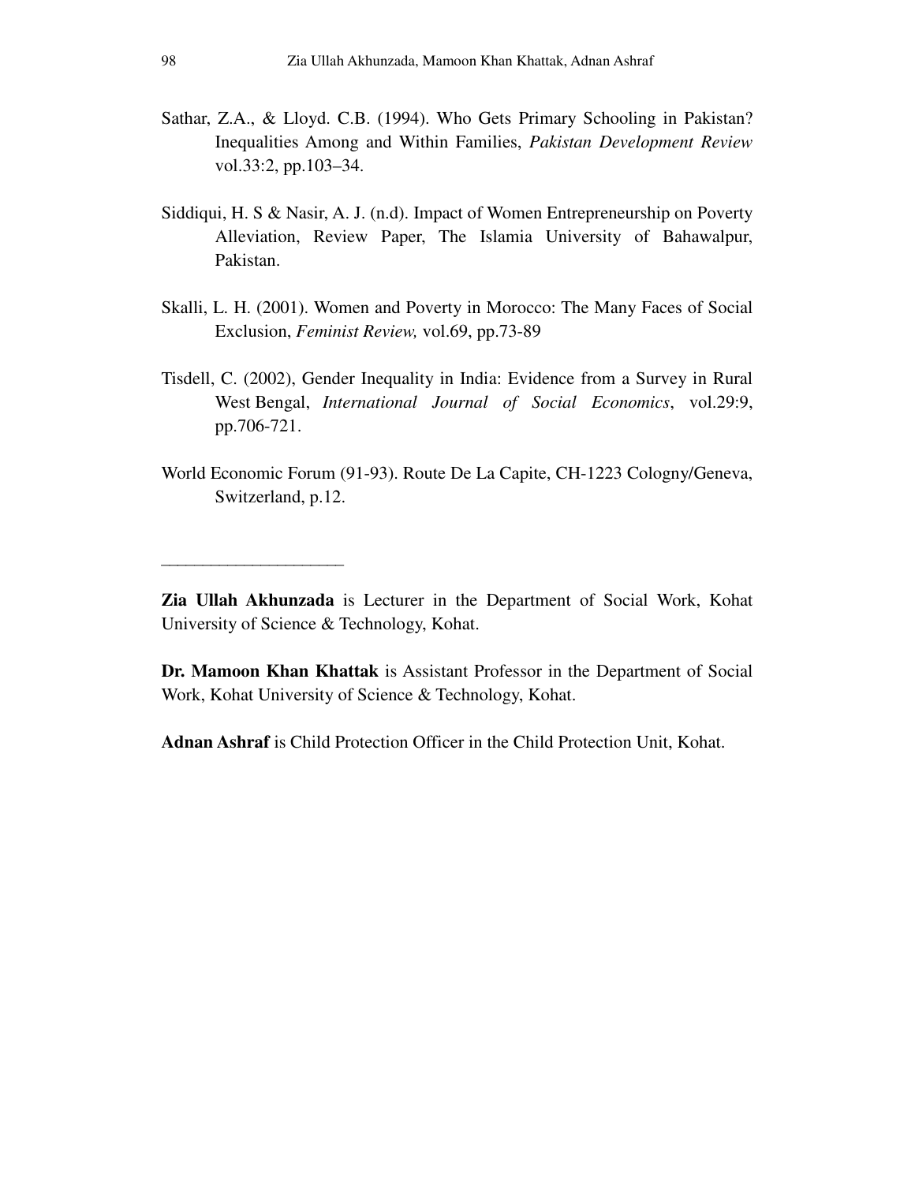Sathar, Z.A., & Lloyd. C.B. (1994). Who Gets Primary Schooling in Pakistan? Inequalities Among and Within Families, *Pakistan Development Review* vol.33:2, pp.103–34.

Siddiqui, H. S & Nasir, A. J. (n.d). Impact of Women Entrepreneurship on Poverty Alleviation, Review Paper, The Islamia University of Bahawalpur, Pakistan.

Skalli, L. H. (2001). Women and Poverty in Morocco: The Many Faces of Social Exclusion, *Feminist Review,* vol.69, pp.73-89

Tisdell, C. (2002), Gender Inequality in India: Evidence from a Survey in Rural West Bengal, *International Journal of Social Economics*, vol.29:9, pp.706-721.

World Economic Forum (91-93). Route De La Capite, CH-1223 Cologny/Geneva, Switzerland, p.12.

---

**Zia Ullah Akhunzada** is Lecturer in the Department of Social Work, Kohat University of Science & Technology, Kohat.

**Dr. Mamoon Khan Khattak** is Assistant Professor in the Department of Social Work, Kohat University of Science & Technology, Kohat.

**Adnan Ashraf** is Child Protection Officer in the Child Protection Unit, Kohat.